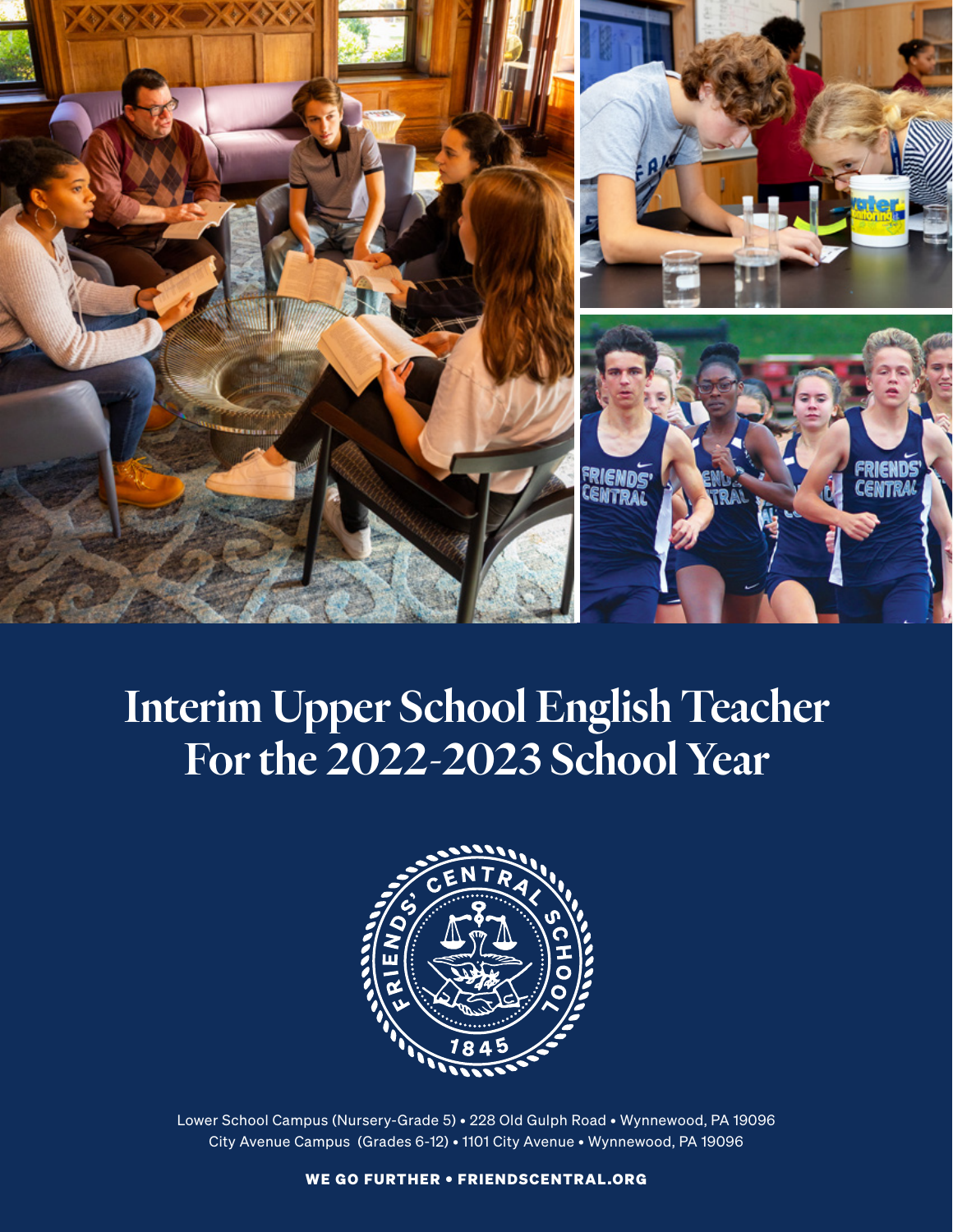# Interim Upper School English Teacher For the 2022-2023 School Year

Lower School Campus (Nursery-Grade 5) • 228 Old Gulph Road • Wynnewood, PA 19096
City Avenue Campus (Grades 6-12) • 1101 City Avenue • Wynnewood, PA 19096

**WE GO FURTHER • FRIENDSCENTRAL.ORG**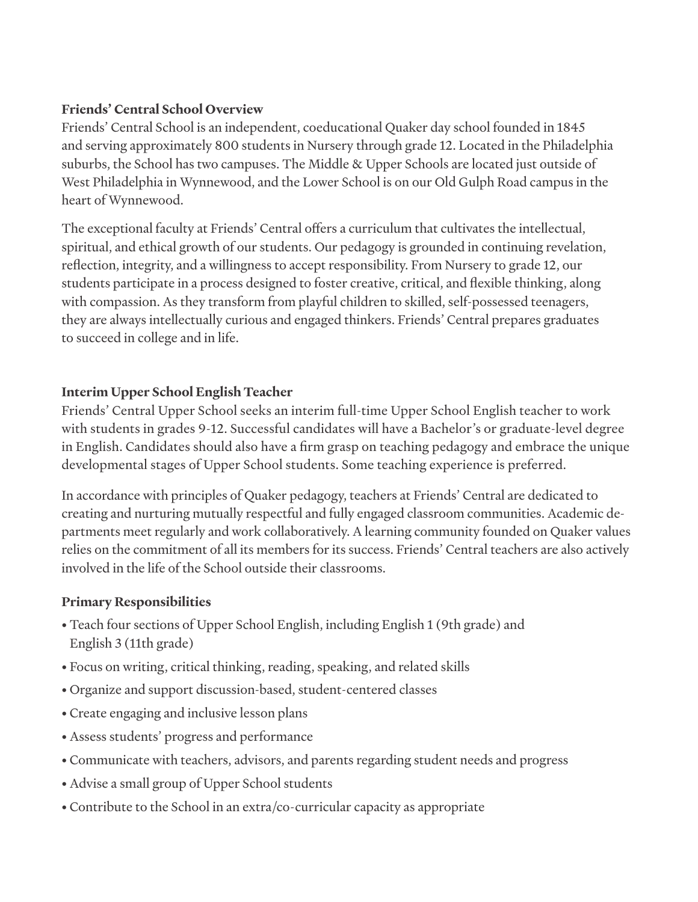**Friends' Central School Overview**

Friends' Central School is an independent, coeducational Quaker day school founded in 1845 and serving approximately 800 students in Nursery through grade 12. Located in the Philadelphia suburbs, the School has two campuses. The Middle & Upper Schools are located just outside of West Philadelphia in Wynnewood, and the Lower School is on our Old Gulph Road campus in the heart of Wynnewood.

The exceptional faculty at Friends' Central offers a curriculum that cultivates the intellectual, spiritual, and ethical growth of our students. Our pedagogy is grounded in continuing revelation, reflection, integrity, and a willingness to accept responsibility. From Nursery to grade 12, our students participate in a process designed to foster creative, critical, and flexible thinking, along with compassion. As they transform from playful children to skilled, self-possessed teenagers, they are always intellectually curious and engaged thinkers. Friends' Central prepares graduates to succeed in college and in life.

**Interim Upper School English Teacher**

Friends' Central Upper School seeks an interim full-time Upper School English teacher to work with students in grades 9-12. Successful candidates will have a Bachelor's or graduate-level degree in English. Candidates should also have a firm grasp on teaching pedagogy and embrace the unique developmental stages of Upper School students. Some teaching experience is preferred.

In accordance with principles of Quaker pedagogy, teachers at Friends' Central are dedicated to creating and nurturing mutually respectful and fully engaged classroom communities. Academic departments meet regularly and work collaboratively. A learning community founded on Quaker values relies on the commitment of all its members for its success. Friends' Central teachers are also actively involved in the life of the School outside their classrooms.

**Primary Responsibilities**

- Teach four sections of Upper School English, including English 1 (9th grade) and English 3 (11th grade)
- Focus on writing, critical thinking, reading, speaking, and related skills
- Organize and support discussion-based, student-centered classes
- Create engaging and inclusive lesson plans
- Assess students' progress and performance
- Communicate with teachers, advisors, and parents regarding student needs and progress
- Advise a small group of Upper School students
- Contribute to the School in an extra/co-curricular capacity as appropriate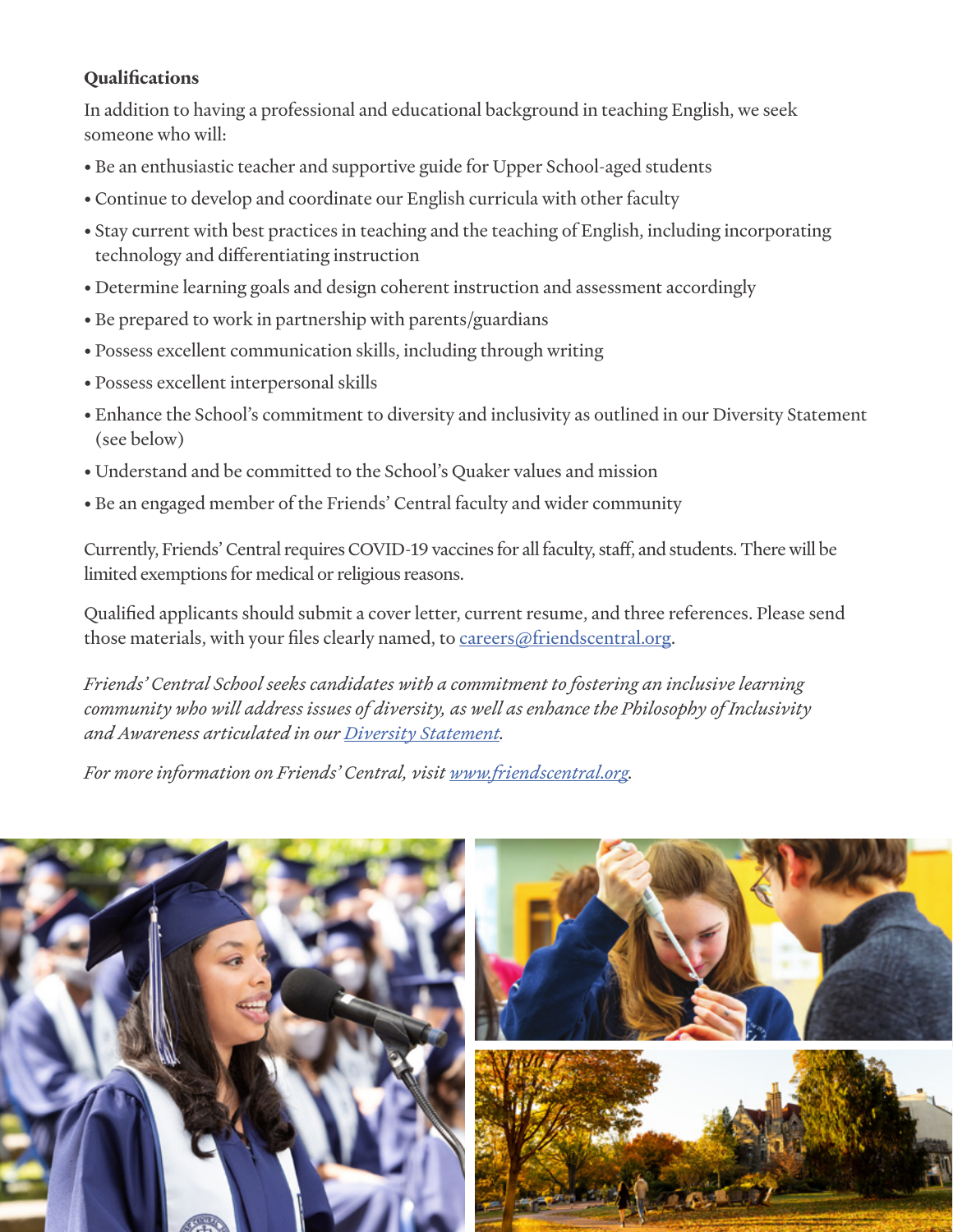**Qualifications**

In addition to having a professional and educational background in teaching English, we seek someone who will:

- Be an enthusiastic teacher and supportive guide for Upper School-aged students
- Continue to develop and coordinate our English curricula with other faculty
- Stay current with best practices in teaching and the teaching of English, including incorporating technology and differentiating instruction
- Determine learning goals and design coherent instruction and assessment accordingly
- Be prepared to work in partnership with parents/guardians
- Possess excellent communication skills, including through writing
- Possess excellent interpersonal skills
- Enhance the School's commitment to diversity and inclusivity as outlined in our Diversity Statement (see below)
- Understand and be committed to the School's Quaker values and mission
- Be an engaged member of the Friends' Central faculty and wider community

Currently, Friends' Central requires COVID-19 vaccines for all faculty, staff, and students. There will be limited exemptions for medical or religious reasons.

Qualified applicants should submit a cover letter, current resume, and three references. Please send those materials, with your files clearly named, to careers@friendscentral.org.

*Friends' Central School seeks candidates with a commitment to fostering an inclusive learning community who will address issues of diversity, as well as enhance the Philosophy of Inclusivity and Awareness articulated in our Diversity Statement.*

*For more information on Friends' Central, visit www.friendscentral.org.*